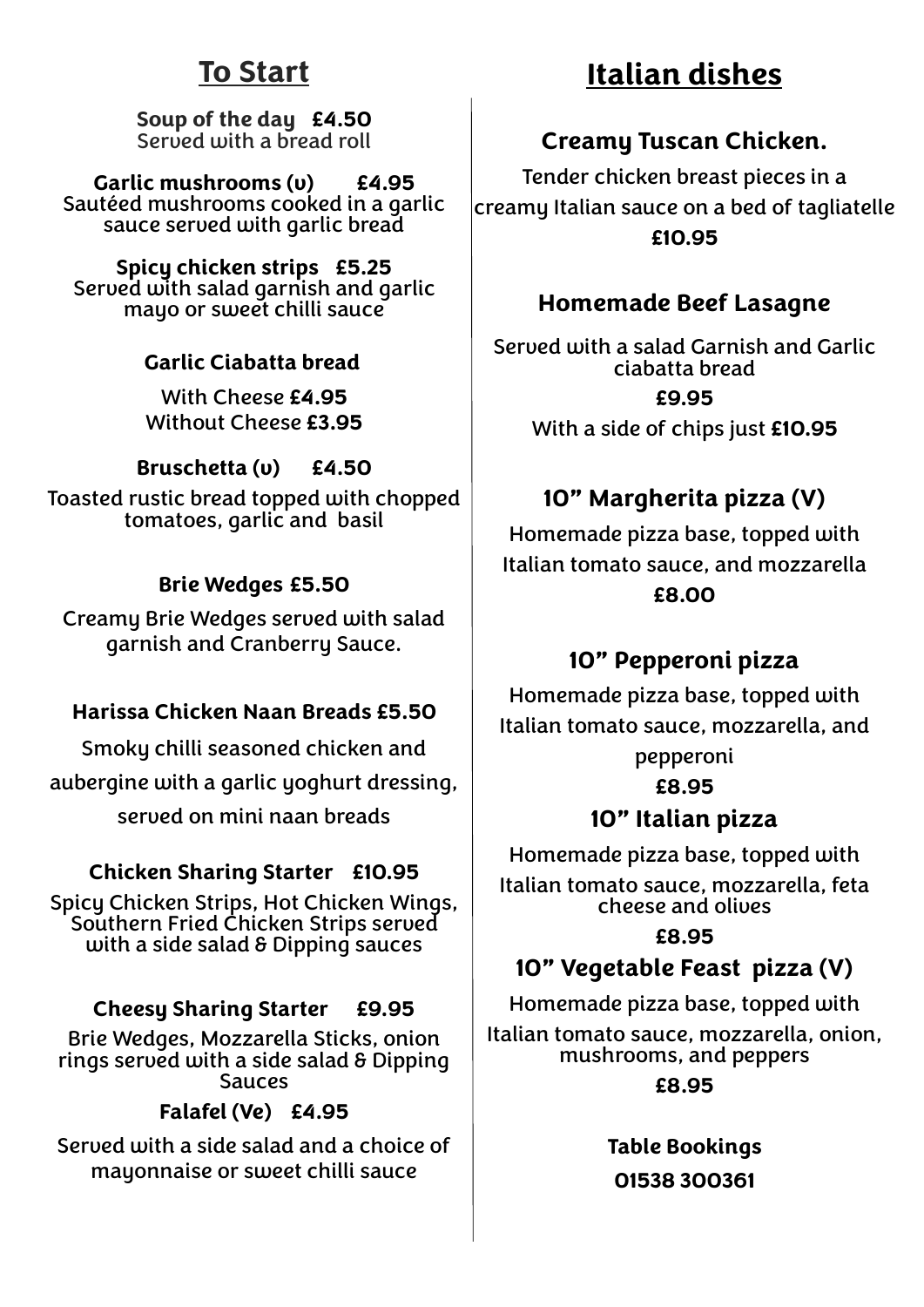## To Start

**Soup of the day £4.50**
Served with a bread roll

**Garlic mushrooms (v) £4.95**
Sautéed mushrooms cooked in a garlic sauce served with garlic bread

**Spicy chicken strips £5.25**
Served with salad garnish and garlic mayo or sweet chilli sauce

**Garlic Ciabatta bread**

With Cheese **£4.95**
Without Cheese **£3.95**

**Bruschetta (v) £4.50**
Toasted rustic bread topped with chopped tomatoes, garlic and basil

**Brie Wedges £5.50**
Creamy Brie Wedges served with salad garnish and Cranberry Sauce.

**Harissa Chicken Naan Breads £5.50**
Smoky chilli seasoned chicken and aubergine with a garlic yoghurt dressing, served on mini naan breads

**Chicken Sharing Starter £10.95**
Spicy Chicken Strips, Hot Chicken Wings, Southern Fried Chicken Strips served with a side salad & Dipping sauces

**Cheesy Sharing Starter £9.95**
Brie Wedges, Mozzarella Sticks, onion rings served with a side salad & Dipping Sauces

**Falafel (Ve) £4.95**
Served with a side salad and a choice of mayonnaise or sweet chilli sauce

## Italian dishes

### Creamy Tuscan Chicken.

Tender chicken breast pieces in a creamy Italian sauce on a bed of tagliatelle
**£10.95**

### Homemade Beef Lasagne

Served with a salad Garnish and Garlic ciabatta bread
**£9.95**
With a side of chips just **£10.95**

### 10" Margherita pizza (V)

Homemade pizza base, topped with Italian tomato sauce, and mozzarella
**£8.00**

### 10" Pepperoni pizza

Homemade pizza base, topped with Italian tomato sauce, mozzarella, and pepperoni
**£8.95**

### 10" Italian pizza

Homemade pizza base, topped with Italian tomato sauce, mozzarella, feta cheese and olives
**£8.95**

### 10" Vegetable Feast pizza (V)

Homemade pizza base, topped with Italian tomato sauce, mozzarella, onion, mushrooms, and peppers
**£8.95**

**Table Bookings**
**01538 300361**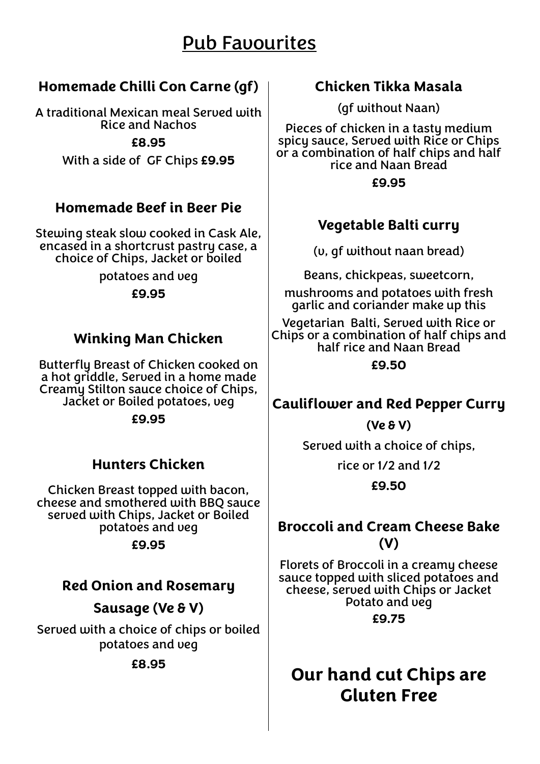# Pub Favourites

## Homemade Chilli Con Carne (gf)

A traditional Mexican meal Served with Rice and Nachos

**£8.95**

With a side of GF Chips **£9.95**

## Homemade Beef in Beer Pie

Stewing steak slow cooked in Cask Ale, encased in a shortcrust pastry case, a choice of Chips, Jacket or boiled potatoes and veg

**£9.95**

## Winking Man Chicken

Butterfly Breast of Chicken cooked on a hot griddle, Served in a home made Creamy Stilton sauce choice of Chips, Jacket or Boiled potatoes, veg

**£9.95**

## Hunters Chicken

Chicken Breast topped with bacon, cheese and smothered with BBQ sauce served with Chips, Jacket or Boiled potatoes and veg

**£9.95**

## Red Onion and Rosemary Sausage (Ve & V)

Served with a choice of chips or boiled potatoes and veg

**£8.95**

## Chicken Tikka Masala

(gf without Naan)

Pieces of chicken in a tasty medium spicy sauce, Served with Rice or Chips or a combination of half chips and half rice and Naan Bread

**£9.95**

## Vegetable Balti curry

(v, gf without naan bread)

Beans, chickpeas, sweetcorn, mushrooms and potatoes with fresh garlic and coriander make up this Vegetarian Balti, Served with Rice or Chips or a combination of half chips and half rice and Naan Bread

**£9.50**

## Cauliflower and Red Pepper Curry

**(Ve & V)**

Served with a choice of chips, rice or 1/2 and 1/2

**£9.50**

## Broccoli and Cream Cheese Bake (V)

Florets of Broccoli in a creamy cheese sauce topped with sliced potatoes and cheese, served with Chips or Jacket Potato and veg

**£9.75**

## Our hand cut Chips are Gluten Free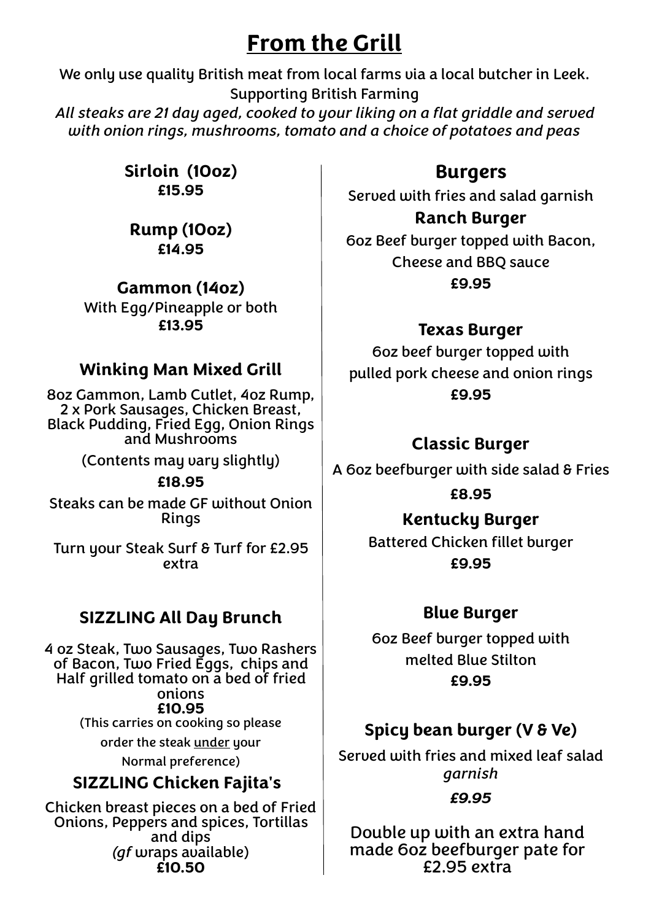# From the Grill

We only use quality British meat from local farms via a local butcher in Leek.
Supporting British Farming

*All steaks are 21 day aged, cooked to your liking on a flat griddle and served with onion rings, mushrooms, tomato and a choice of potatoes and peas*

**Sirloin (10oz)**
**£15.95**

**Rump (10oz)**
**£14.95**

**Gammon (14oz)**
With Egg/Pineapple or both
**£13.95**

### Winking Man Mixed Grill

8oz Gammon, Lamb Cutlet, 4oz Rump, 2 x Pork Sausages, Chicken Breast, Black Pudding, Fried Egg, Onion Rings and Mushrooms

(Contents may vary slightly)

**£18.95**

Steaks can be made GF without Onion Rings

Turn your Steak Surf & Turf for £2.95 extra

### SIZZLING All Day Brunch

4 oz Steak, Two Sausages, Two Rashers of Bacon, Two Fried Eggs, chips and Half grilled tomato on a bed of fried onions
**£10.95**
(This carries on cooking so please order the steak under your Normal preference)

### SIZZLING Chicken Fajita's

Chicken breast pieces on a bed of Fried Onions, Peppers and spices, Tortillas and dips
(*gf* wraps available)
**£10.50**

## Burgers

Served with fries and salad garnish

### Ranch Burger

6oz Beef burger topped with Bacon, Cheese and BBQ sauce
**£9.95**

### Texas Burger

6oz beef burger topped with pulled pork cheese and onion rings
**£9.95**

### Classic Burger

A 6oz beefburger with side salad & Fries
**£8.95**

### Kentucky Burger

Battered Chicken fillet burger
**£9.95**

### Blue Burger

6oz Beef burger topped with melted Blue Stilton
**£9.95**

### Spicy bean burger (V & Ve)

Served with fries and mixed leaf salad *garnish*
***£9.95***

Double up with an extra hand made 6oz beefburger pate for £2.95 extra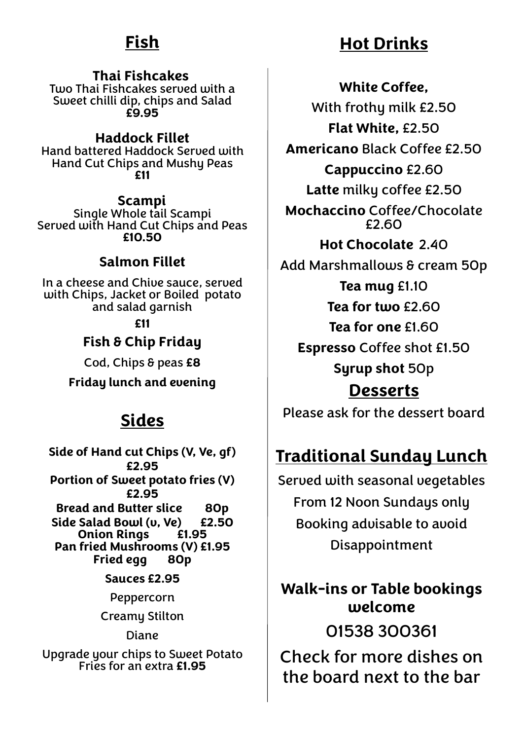## Fish

**Thai Fishcakes**
Two Thai Fishcakes served with a Sweet chilli dip, chips and Salad
**£9.95**

**Haddock Fillet**
Hand battered Haddock Served with Hand Cut Chips and Mushy Peas
**£11**

**Scampi**
Single Whole tail Scampi
Served with Hand Cut Chips and Peas
**£10.50**

**Salmon Fillet**

In a cheese and Chive sauce, served with Chips, Jacket or Boiled potato and salad garnish

**£11**

**Fish & Chip Friday**

Cod, Chips & peas **£8**

**Friday lunch and evening**

## Sides

**Side of Hand cut Chips (V, Ve, gf) £2.95**
**Portion of Sweet potato fries (V) £2.95**
**Bread and Butter slice 80p**
**Side Salad Bowl (v, Ve) £2.50**
**Onion Rings £1.95**
**Pan fried Mushrooms (V) £1.95**
**Fried egg 80p**

**Sauces £2.95**

Peppercorn

Creamy Stilton

Diane

Upgrade your chips to Sweet Potato Fries for an extra **£1.95**

## Hot Drinks

**White Coffee,**
With frothy milk £2.50

**Flat White,** £2.50

**Americano** Black Coffee £2.50

**Cappuccino** £2.60

**Latte** milky coffee £2.50

**Mochaccino** Coffee/Chocolate £2.60

**Hot Chocolate** 2.40

Add Marshmallows & cream 50p

**Tea mug** £1.10

**Tea for two** £2.60

**Tea for one** £1.60

**Espresso** Coffee shot £1.50

**Syrup shot** 50p

## Desserts

Please ask for the dessert board

## Traditional Sunday Lunch

Served with seasonal vegetables

From 12 Noon Sundays only

Booking advisable to avoid Disappointment

**Walk-ins or Table bookings welcome**

01538 300361

Check for more dishes on the board next to the bar